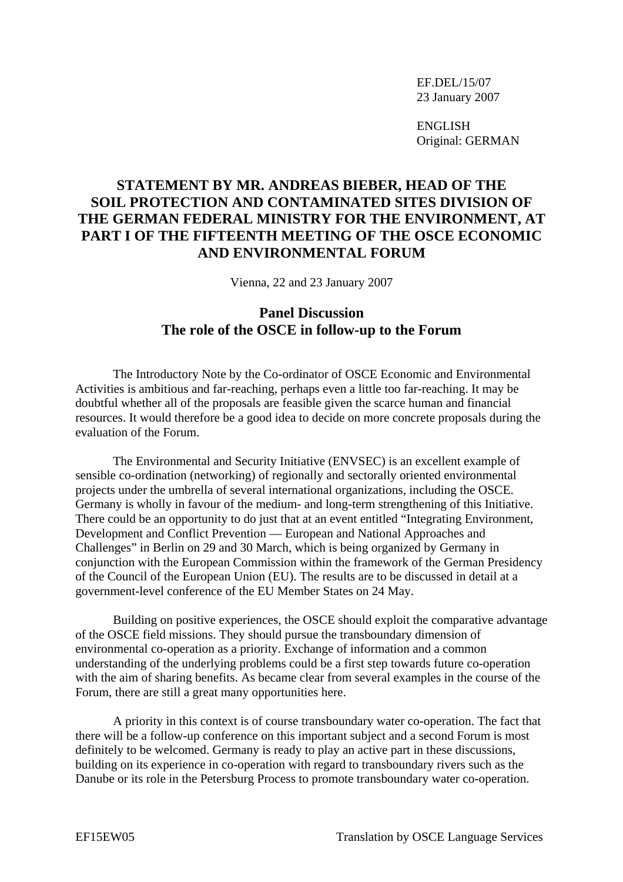EF.DEL/15/07
23 January 2007

ENGLISH
Original: GERMAN

# STATEMENT BY MR. ANDREAS BIEBER, HEAD OF THE SOIL PROTECTION AND CONTAMINATED SITES DIVISION OF THE GERMAN FEDERAL MINISTRY FOR THE ENVIRONMENT, AT PART I OF THE FIFTEENTH MEETING OF THE OSCE ECONOMIC AND ENVIRONMENTAL FORUM

Vienna, 22 and 23 January 2007

## Panel Discussion
## The role of the OSCE in follow-up to the Forum

The Introductory Note by the Co-ordinator of OSCE Economic and Environmental Activities is ambitious and far-reaching, perhaps even a little too far-reaching. It may be doubtful whether all of the proposals are feasible given the scarce human and financial resources. It would therefore be a good idea to decide on more concrete proposals during the evaluation of the Forum.

The Environmental and Security Initiative (ENVSEC) is an excellent example of sensible co-ordination (networking) of regionally and sectorally oriented environmental projects under the umbrella of several international organizations, including the OSCE. Germany is wholly in favour of the medium- and long-term strengthening of this Initiative. There could be an opportunity to do just that at an event entitled "Integrating Environment, Development and Conflict Prevention — European and National Approaches and Challenges" in Berlin on 29 and 30 March, which is being organized by Germany in conjunction with the European Commission within the framework of the German Presidency of the Council of the European Union (EU). The results are to be discussed in detail at a government-level conference of the EU Member States on 24 May.

Building on positive experiences, the OSCE should exploit the comparative advantage of the OSCE field missions. They should pursue the transboundary dimension of environmental co-operation as a priority. Exchange of information and a common understanding of the underlying problems could be a first step towards future co-operation with the aim of sharing benefits. As became clear from several examples in the course of the Forum, there are still a great many opportunities here.

A priority in this context is of course transboundary water co-operation. The fact that there will be a follow-up conference on this important subject and a second Forum is most definitely to be welcomed. Germany is ready to play an active part in these discussions, building on its experience in co-operation with regard to transboundary rivers such as the Danube or its role in the Petersburg Process to promote transboundary water co-operation.

EF15EW05 Translation by OSCE Language Services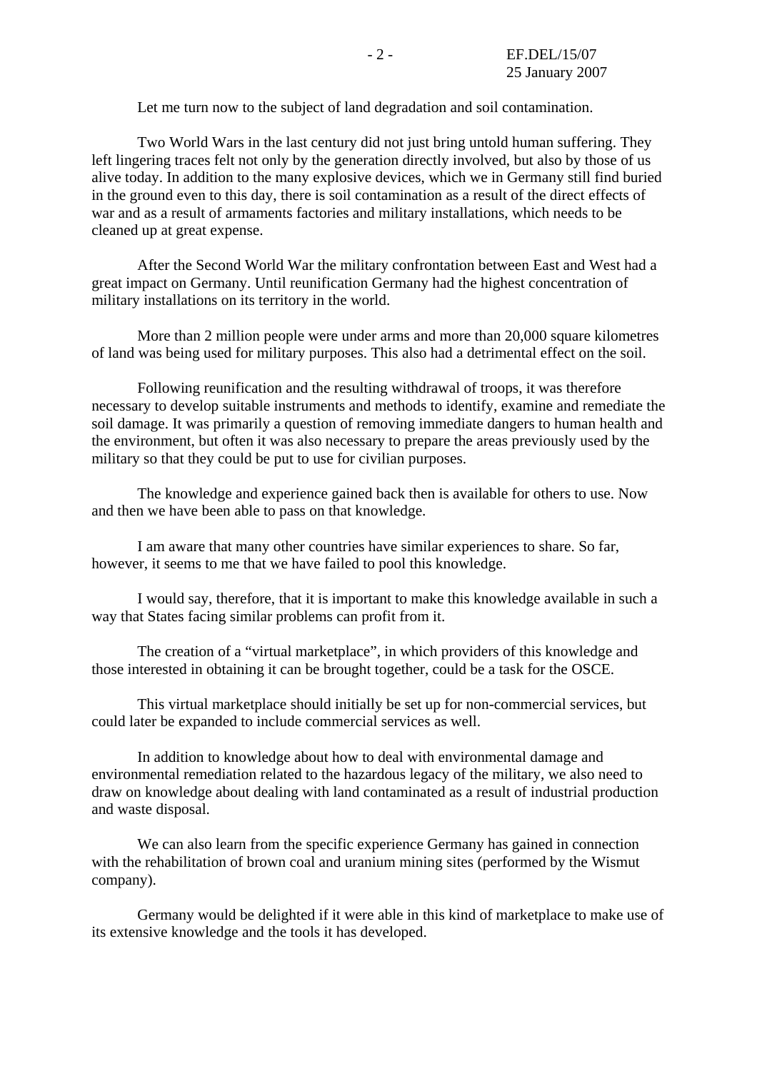Let me turn now to the subject of land degradation and soil contamination.

Two World Wars in the last century did not just bring untold human suffering. They left lingering traces felt not only by the generation directly involved, but also by those of us alive today. In addition to the many explosive devices, which we in Germany still find buried in the ground even to this day, there is soil contamination as a result of the direct effects of war and as a result of armaments factories and military installations, which needs to be cleaned up at great expense.

After the Second World War the military confrontation between East and West had a great impact on Germany. Until reunification Germany had the highest concentration of military installations on its territory in the world.

More than 2 million people were under arms and more than 20,000 square kilometres of land was being used for military purposes. This also had a detrimental effect on the soil.

Following reunification and the resulting withdrawal of troops, it was therefore necessary to develop suitable instruments and methods to identify, examine and remediate the soil damage. It was primarily a question of removing immediate dangers to human health and the environment, but often it was also necessary to prepare the areas previously used by the military so that they could be put to use for civilian purposes.

The knowledge and experience gained back then is available for others to use. Now and then we have been able to pass on that knowledge.

I am aware that many other countries have similar experiences to share. So far, however, it seems to me that we have failed to pool this knowledge.

I would say, therefore, that it is important to make this knowledge available in such a way that States facing similar problems can profit from it.

The creation of a "virtual marketplace", in which providers of this knowledge and those interested in obtaining it can be brought together, could be a task for the OSCE.

This virtual marketplace should initially be set up for non-commercial services, but could later be expanded to include commercial services as well.

In addition to knowledge about how to deal with environmental damage and environmental remediation related to the hazardous legacy of the military, we also need to draw on knowledge about dealing with land contaminated as a result of industrial production and waste disposal.

We can also learn from the specific experience Germany has gained in connection with the rehabilitation of brown coal and uranium mining sites (performed by the Wismut company).

Germany would be delighted if it were able in this kind of marketplace to make use of its extensive knowledge and the tools it has developed.